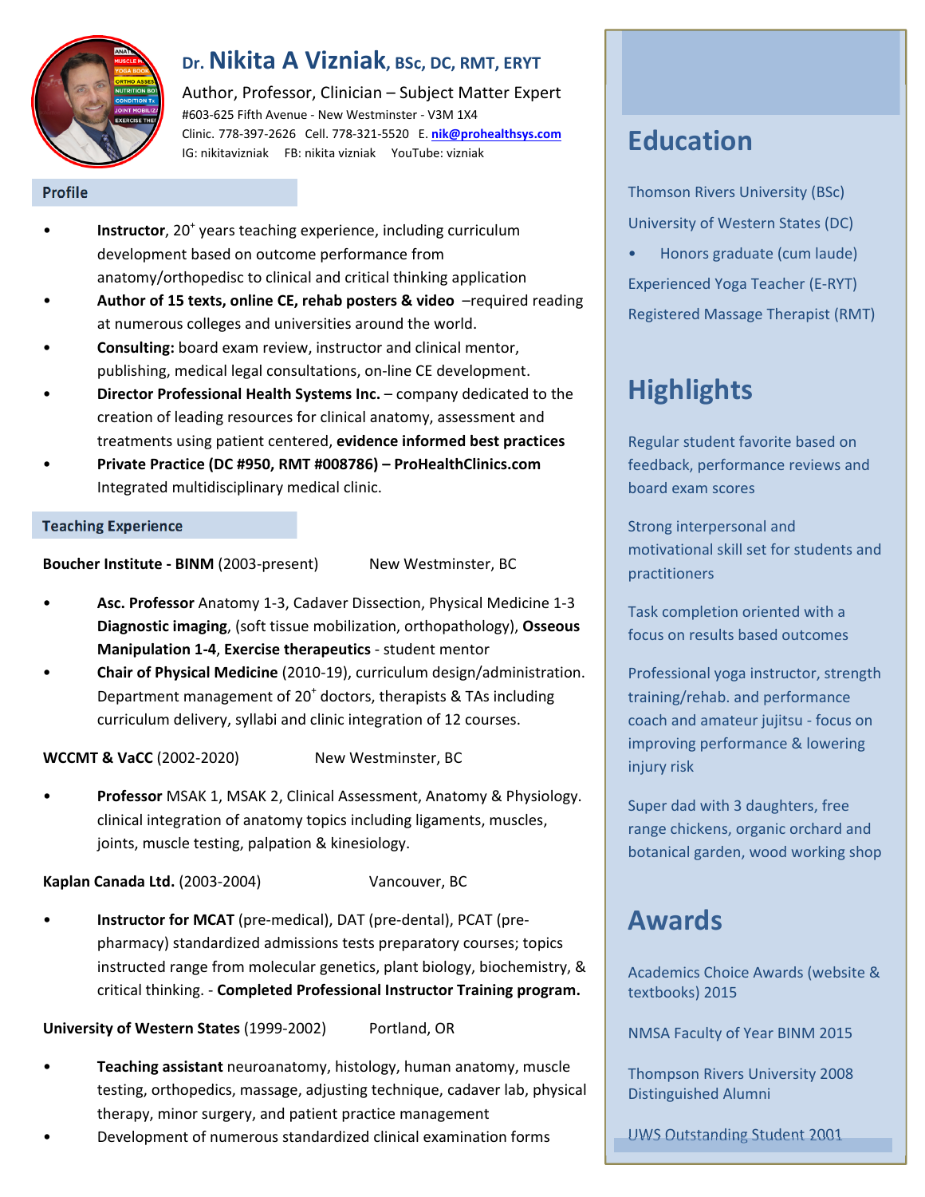# Dr. Nikita A Vizniak, BSc, DC, RMT, ERYT

Author, Professor, Clinician – Subject Matter Expert

#603-625 Fifth Avenue - New Westminster - V3M 1X4

Clinic. 778-397-2626 Cell. 778-321-5520 E. nik@prohealthsys.com

IG: nikitavizniak FB: nikita vizniak YouTube: vizniak

## Profile

- **Instructor**, 20+ years teaching experience, including curriculum development based on outcome performance from anatomy/orthopedisc to clinical and critical thinking application
- **Author of 15 texts, online CE, rehab posters & video** –required reading at numerous colleges and universities around the world.
- **Consulting:** board exam review, instructor and clinical mentor, publishing, medical legal consultations, on-line CE development.
- **Director Professional Health Systems Inc.** – company dedicated to the creation of leading resources for clinical anatomy, assessment and treatments using patient centered, **evidence informed best practices**
- **Private Practice (DC #950, RMT #008786) – ProHealthClinics.com** Integrated multidisciplinary medical clinic.

## Teaching Experience

**Boucher Institute - BINM** (2003-present) New Westminster, BC

- **Asc. Professor** Anatomy 1-3, Cadaver Dissection, Physical Medicine 1-3 **Diagnostic imaging**, (soft tissue mobilization, orthopathology), **Osseous Manipulation 1-4**, **Exercise therapeutics** - student mentor
- **Chair of Physical Medicine** (2010-19), curriculum design/administration. Department management of 20+ doctors, therapists & TAs including curriculum delivery, syllabi and clinic integration of 12 courses.

**WCCMT & VaCC** (2002-2020) New Westminster, BC

- **Professor** MSAK 1, MSAK 2, Clinical Assessment, Anatomy & Physiology. clinical integration of anatomy topics including ligaments, muscles, joints, muscle testing, palpation & kinesiology.

**Kaplan Canada Ltd.** (2003-2004) Vancouver, BC

- **Instructor for MCAT** (pre-medical), DAT (pre-dental), PCAT (pre-pharmacy) standardized admissions tests preparatory courses; topics instructed range from molecular genetics, plant biology, biochemistry, & critical thinking. - **Completed Professional Instructor Training program.**

**University of Western States** (1999-2002) Portland, OR

- **Teaching assistant** neuroanatomy, histology, human anatomy, muscle testing, orthopedics, massage, adjusting technique, cadaver lab, physical therapy, minor surgery, and patient practice management
- Development of numerous standardized clinical examination forms

## Education

Thomson Rivers University (BSc)

University of Western States (DC)

- Honors graduate (cum laude)

Experienced Yoga Teacher (E-RYT)

Registered Massage Therapist (RMT)

## Highlights

Regular student favorite based on feedback, performance reviews and board exam scores

Strong interpersonal and motivational skill set for students and practitioners

Task completion oriented with a focus on results based outcomes

Professional yoga instructor, strength training/rehab. and performance coach and amateur jujitsu - focus on improving performance & lowering injury risk

Super dad with 3 daughters, free range chickens, organic orchard and botanical garden, wood working shop

## Awards

Academics Choice Awards (website & textbooks) 2015

NMSA Faculty of Year BINM 2015

Thompson Rivers University 2008 Distinguished Alumni

UWS Outstanding Student 2001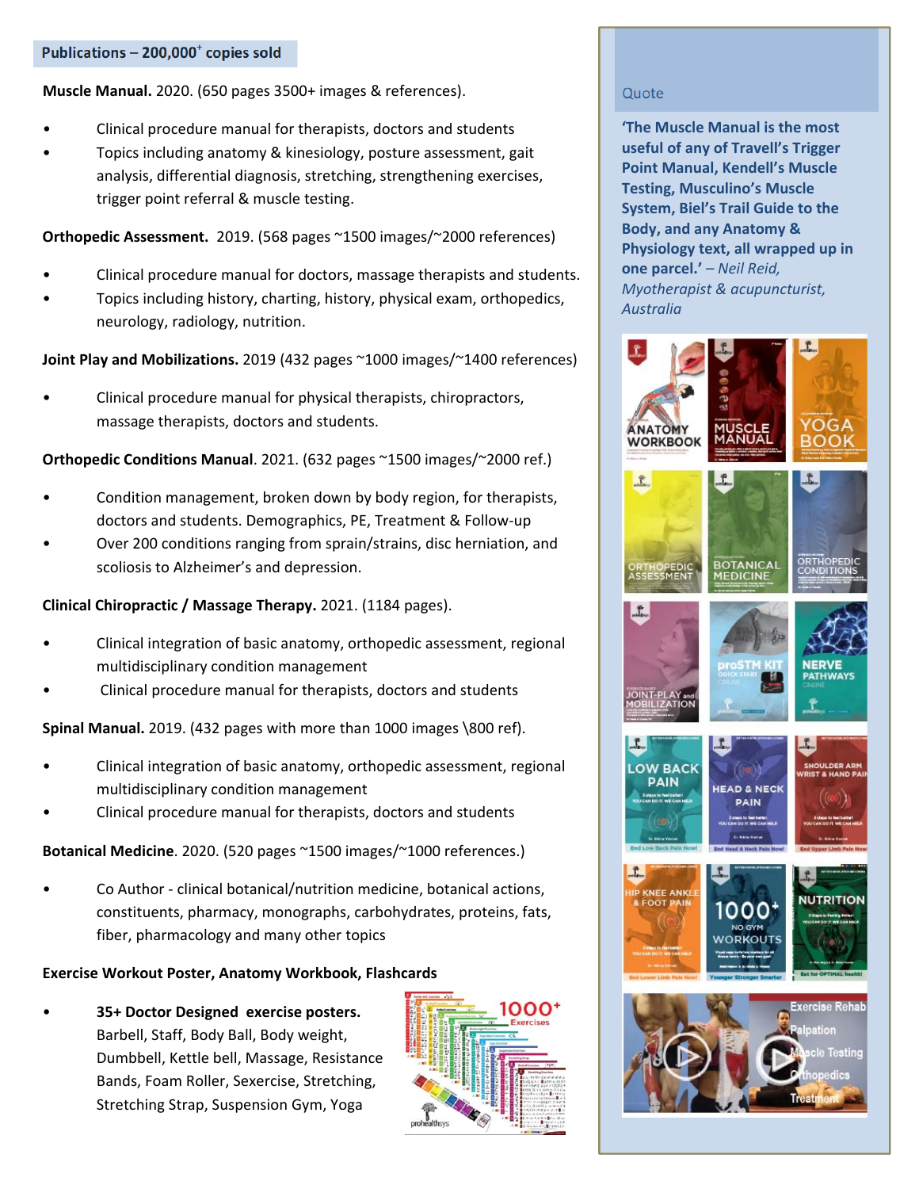## Publications – 200,000+ copies sold

**Muscle Manual.** 2020. (650 pages 3500+ images & references).

- Clinical procedure manual for therapists, doctors and students
- Topics including anatomy & kinesiology, posture assessment, gait analysis, differential diagnosis, stretching, strengthening exercises, trigger point referral & muscle testing.

**Orthopedic Assessment.** 2019. (568 pages ~1500 images/~2000 references)

- Clinical procedure manual for doctors, massage therapists and students.
- Topics including history, charting, history, physical exam, orthopedics, neurology, radiology, nutrition.

**Joint Play and Mobilizations.** 2019 (432 pages ~1000 images/~1400 references)

- Clinical procedure manual for physical therapists, chiropractors, massage therapists, doctors and students.

**Orthopedic Conditions Manual**. 2021. (632 pages ~1500 images/~2000 ref.)

- Condition management, broken down by body region, for therapists, doctors and students. Demographics, PE, Treatment & Follow-up
- Over 200 conditions ranging from sprain/strains, disc herniation, and scoliosis to Alzheimer's and depression.

**Clinical Chiropractic / Massage Therapy.** 2021. (1184 pages).

- Clinical integration of basic anatomy, orthopedic assessment, regional multidisciplinary condition management
- Clinical procedure manual for therapists, doctors and students

**Spinal Manual.** 2019. (432 pages with more than 1000 images \800 ref).

- Clinical integration of basic anatomy, orthopedic assessment, regional multidisciplinary condition management
- Clinical procedure manual for therapists, doctors and students

**Botanical Medicine**. 2020. (520 pages ~1500 images/~1000 references.)

- Co Author - clinical botanical/nutrition medicine, botanical actions, constituents, pharmacy, monographs, carbohydrates, proteins, fats, fiber, pharmacology and many other topics

**Exercise Workout Poster, Anatomy Workbook, Flashcards**

- **35+ Doctor Designed exercise posters.** Barbell, Staff, Body Ball, Body weight, Dumbbell, Kettle bell, Massage, Resistance Bands, Foam Roller, Sexercise, Stretching, Stretching Strap, Suspension Gym, Yoga

Quote

**'The Muscle Manual is the most useful of any of Travell's Trigger Point Manual, Kendell's Muscle Testing, Musculino's Muscle System, Biel's Trail Guide to the Body, and any Anatomy & Physiology text, all wrapped up in one parcel.'** – *Neil Reid, Myotherapist & acupuncturist, Australia*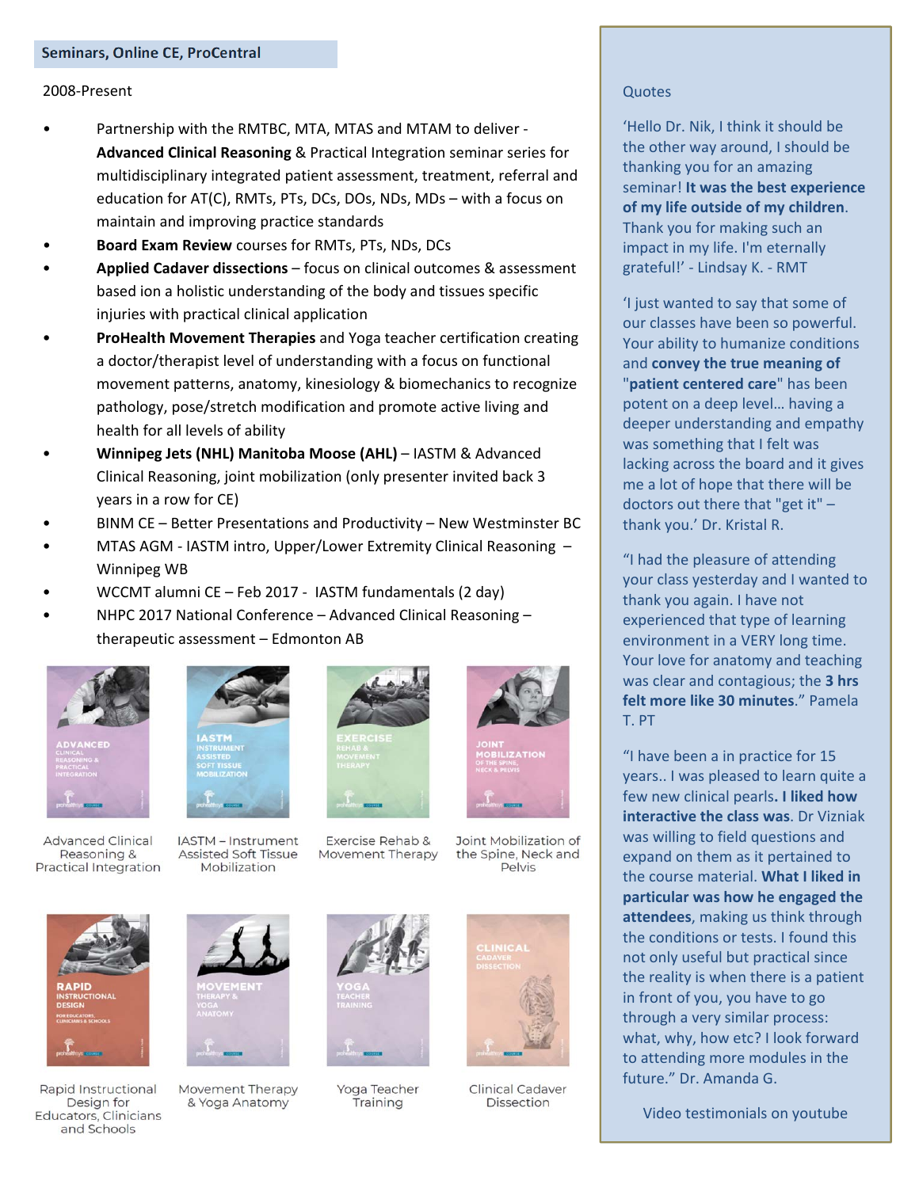## Seminars, Online CE, ProCentral

2008-Present

- Partnership with the RMTBC, MTA, MTAS and MTAM to deliver - **Advanced Clinical Reasoning** & Practical Integration seminar series for multidisciplinary integrated patient assessment, treatment, referral and education for AT(C), RMTs, PTs, DCs, DOs, NDs, MDs – with a focus on maintain and improving practice standards
- **Board Exam Review** courses for RMTs, PTs, NDs, DCs
- **Applied Cadaver dissections** – focus on clinical outcomes & assessment based ion a holistic understanding of the body and tissues specific injuries with practical clinical application
- **ProHealth Movement Therapies** and Yoga teacher certification creating a doctor/therapist level of understanding with a focus on functional movement patterns, anatomy, kinesiology & biomechanics to recognize pathology, pose/stretch modification and promote active living and health for all levels of ability
- **Winnipeg Jets (NHL) Manitoba Moose (AHL)** – IASTM & Advanced Clinical Reasoning, joint mobilization (only presenter invited back 3 years in a row for CE)
- BINM CE – Better Presentations and Productivity – New Westminster BC
- MTAS AGM - IASTM intro, Upper/Lower Extremity Clinical Reasoning – Winnipeg WB
- WCCMT alumni CE – Feb 2017 - IASTM fundamentals (2 day)
- NHPC 2017 National Conference – Advanced Clinical Reasoning – therapeutic assessment – Edmonton AB

Advanced Clinical Reasoning & Practical Integration

IASTM – Instrument Assisted Soft Tissue Mobilization

Exercise Rehab & Movement Therapy

Joint Mobilization of the Spine, Neck and Pelvis

Rapid Instructional Design for Educators, Clinicians and Schools

Movement Therapy & Yoga Anatomy

Yoga Teacher Training

Clinical Cadaver Dissection

### Quotes

'Hello Dr. Nik, I think it should be the other way around, I should be thanking you for an amazing seminar! **It was the best experience of my life outside of my children**. Thank you for making such an impact in my life. I'm eternally grateful!' - Lindsay K. - RMT

'I just wanted to say that some of our classes have been so powerful. Your ability to humanize conditions and **convey the true meaning of "patient centered care"** has been potent on a deep level… having a deeper understanding and empathy was something that I felt was lacking across the board and it gives me a lot of hope that there will be doctors out there that "get it" – thank you.' Dr. Kristal R.

"I had the pleasure of attending your class yesterday and I wanted to thank you again. I have not experienced that type of learning environment in a VERY long time. Your love for anatomy and teaching was clear and contagious; the **3 hrs felt more like 30 minutes**." Pamela T. PT

"I have been a in practice for 15 years.. I was pleased to learn quite a few new clinical pearls**. I liked how interactive the class was**. Dr Vizniak was willing to field questions and expand on them as it pertained to the course material. **What I liked in particular was how he engaged the attendees**, making us think through the conditions or tests. I found this not only useful but practical since the reality is when there is a patient in front of you, you have to go through a very similar process: what, why, how etc? I look forward to attending more modules in the future." Dr. Amanda G.

Video testimonials on youtube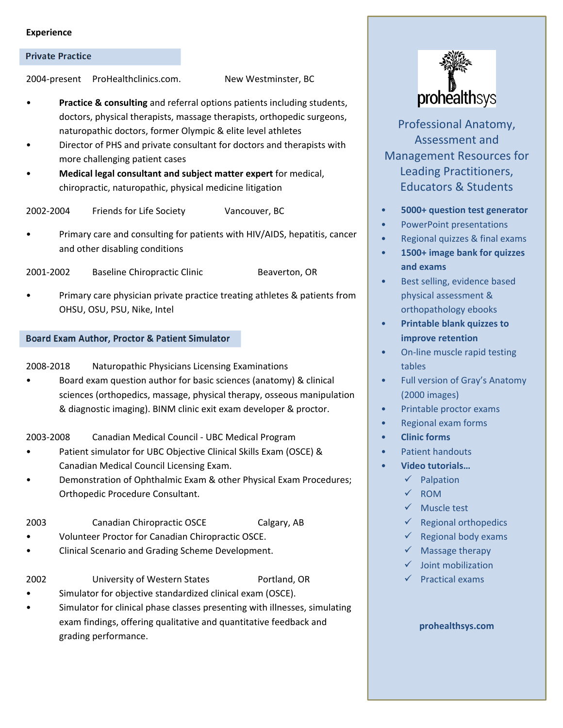**Experience**

### Private Practice

2004-present ProHealthclinics.com. New Westminster, BC

- **Practice & consulting** and referral options patients including students, doctors, physical therapists, massage therapists, orthopedic surgeons, naturopathic doctors, former Olympic & elite level athletes
- Director of PHS and private consultant for doctors and therapists with more challenging patient cases
- **Medical legal consultant and subject matter expert** for medical, chiropractic, naturopathic, physical medicine litigation

2002-2004 Friends for Life Society Vancouver, BC

- Primary care and consulting for patients with HIV/AIDS, hepatitis, cancer and other disabling conditions

2001-2002 Baseline Chiropractic Clinic Beaverton, OR

- Primary care physician private practice treating athletes & patients from OHSU, OSU, PSU, Nike, Intel

### Board Exam Author, Proctor & Patient Simulator

2008-2018 Naturopathic Physicians Licensing Examinations

- Board exam question author for basic sciences (anatomy) & clinical sciences (orthopedics, massage, physical therapy, osseous manipulation & diagnostic imaging). BINM clinic exit exam developer & proctor.

2003-2008 Canadian Medical Council - UBC Medical Program

- Patient simulator for UBC Objective Clinical Skills Exam (OSCE) & Canadian Medical Council Licensing Exam.
- Demonstration of Ophthalmic Exam & other Physical Exam Procedures; Orthopedic Procedure Consultant.

2003 Canadian Chiropractic OSCE Calgary, AB

- Volunteer Proctor for Canadian Chiropractic OSCE.
- Clinical Scenario and Grading Scheme Development.

2002 University of Western States Portland, OR

- Simulator for objective standardized clinical exam (OSCE).
- Simulator for clinical phase classes presenting with illnesses, simulating exam findings, offering qualitative and quantitative feedback and grading performance.

prohealthsys

Professional Anatomy, Assessment and Management Resources for Leading Practitioners, Educators & Students

- **5000+ question test generator**
- PowerPoint presentations
- Regional quizzes & final exams
- **1500+ image bank for quizzes and exams**
- Best selling, evidence based physical assessment & orthopathology ebooks
- **Printable blank quizzes to improve retention**
- On-line muscle rapid testing tables
- Full version of Gray's Anatomy (2000 images)
- Printable proctor exams
- Regional exam forms
- **Clinic forms**
- Patient handouts
- **Video tutorials…**
  - ✓ Palpation
  - ✓ ROM
  - ✓ Muscle test
  - ✓ Regional orthopedics
  - ✓ Regional body exams
  - ✓ Massage therapy
  - ✓ Joint mobilization
  - ✓ Practical exams

**prohealthsys.com**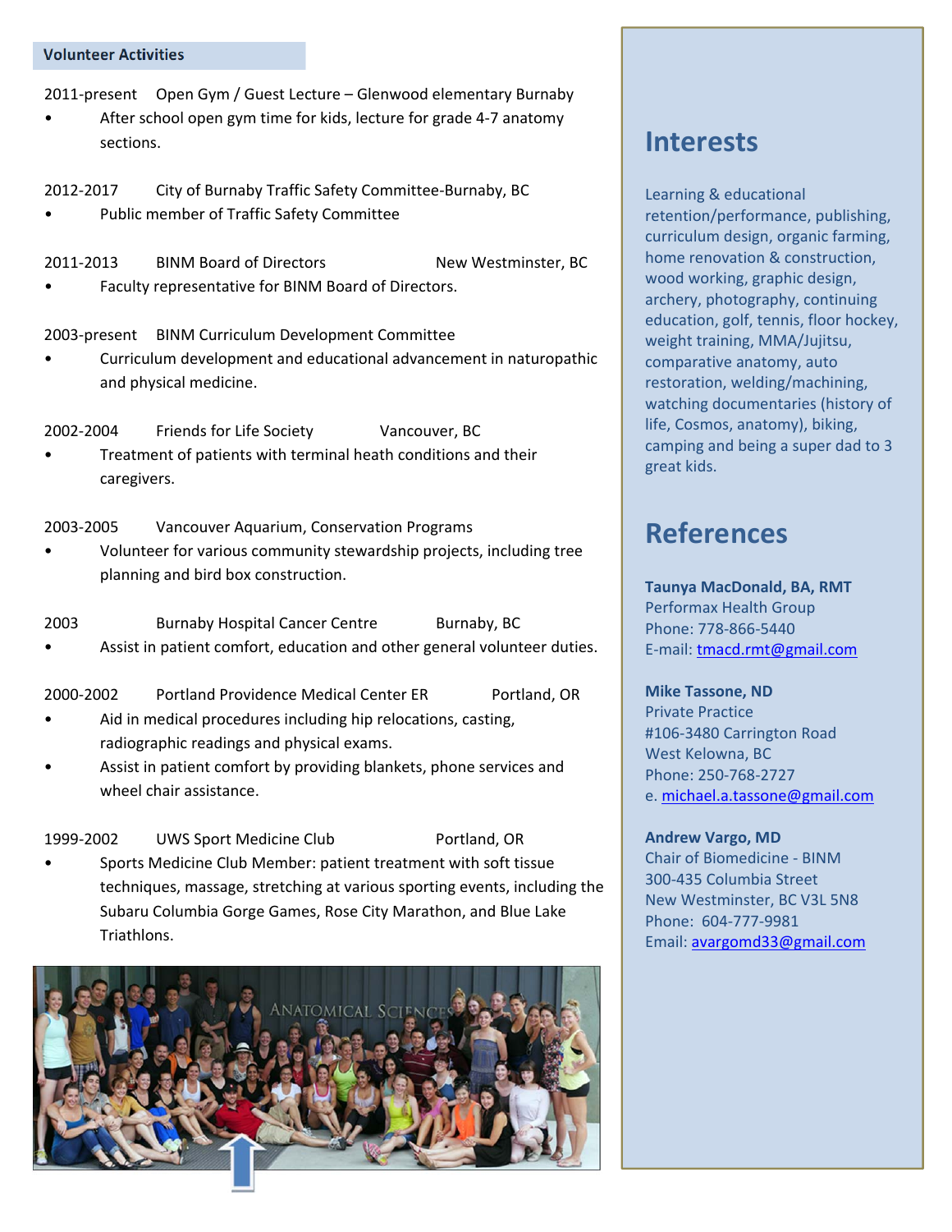## Volunteer Activities

2011-present Open Gym / Guest Lecture – Glenwood elementary Burnaby

- After school open gym time for kids, lecture for grade 4-7 anatomy sections.

2012-2017 City of Burnaby Traffic Safety Committee-Burnaby, BC

- Public member of Traffic Safety Committee

2011-2013 BINM Board of Directors New Westminster, BC

- Faculty representative for BINM Board of Directors.

2003-present BINM Curriculum Development Committee

- Curriculum development and educational advancement in naturopathic and physical medicine.

2002-2004 Friends for Life Society Vancouver, BC

- Treatment of patients with terminal heath conditions and their caregivers.

2003-2005 Vancouver Aquarium, Conservation Programs

- Volunteer for various community stewardship projects, including tree planning and bird box construction.

2003 Burnaby Hospital Cancer Centre Burnaby, BC

- Assist in patient comfort, education and other general volunteer duties.

2000-2002 Portland Providence Medical Center ER Portland, OR

- Aid in medical procedures including hip relocations, casting, radiographic readings and physical exams.
- Assist in patient comfort by providing blankets, phone services and wheel chair assistance.

1999-2002 UWS Sport Medicine Club Portland, OR

- Sports Medicine Club Member: patient treatment with soft tissue techniques, massage, stretching at various sporting events, including the Subaru Columbia Gorge Games, Rose City Marathon, and Blue Lake Triathlons.

## Interests

Learning & educational retention/performance, publishing, curriculum design, organic farming, home renovation & construction, wood working, graphic design, archery, photography, continuing education, golf, tennis, floor hockey, weight training, MMA/Jujitsu, comparative anatomy, auto restoration, welding/machining, watching documentaries (history of life, Cosmos, anatomy), biking, camping and being a super dad to 3 great kids.

## References

**Taunya MacDonald, BA, RMT**
Performax Health Group
Phone: 778-866-5440
E-mail: tmacd.rmt@gmail.com

**Mike Tassone, ND**
Private Practice
#106-3480 Carrington Road
West Kelowna, BC
Phone: 250-768-2727
e. michael.a.tassone@gmail.com

**Andrew Vargo, MD**
Chair of Biomedicine - BINM
300-435 Columbia Street
New Westminster, BC V3L 5N8
Phone: 604-777-9981
Email: avargomd33@gmail.com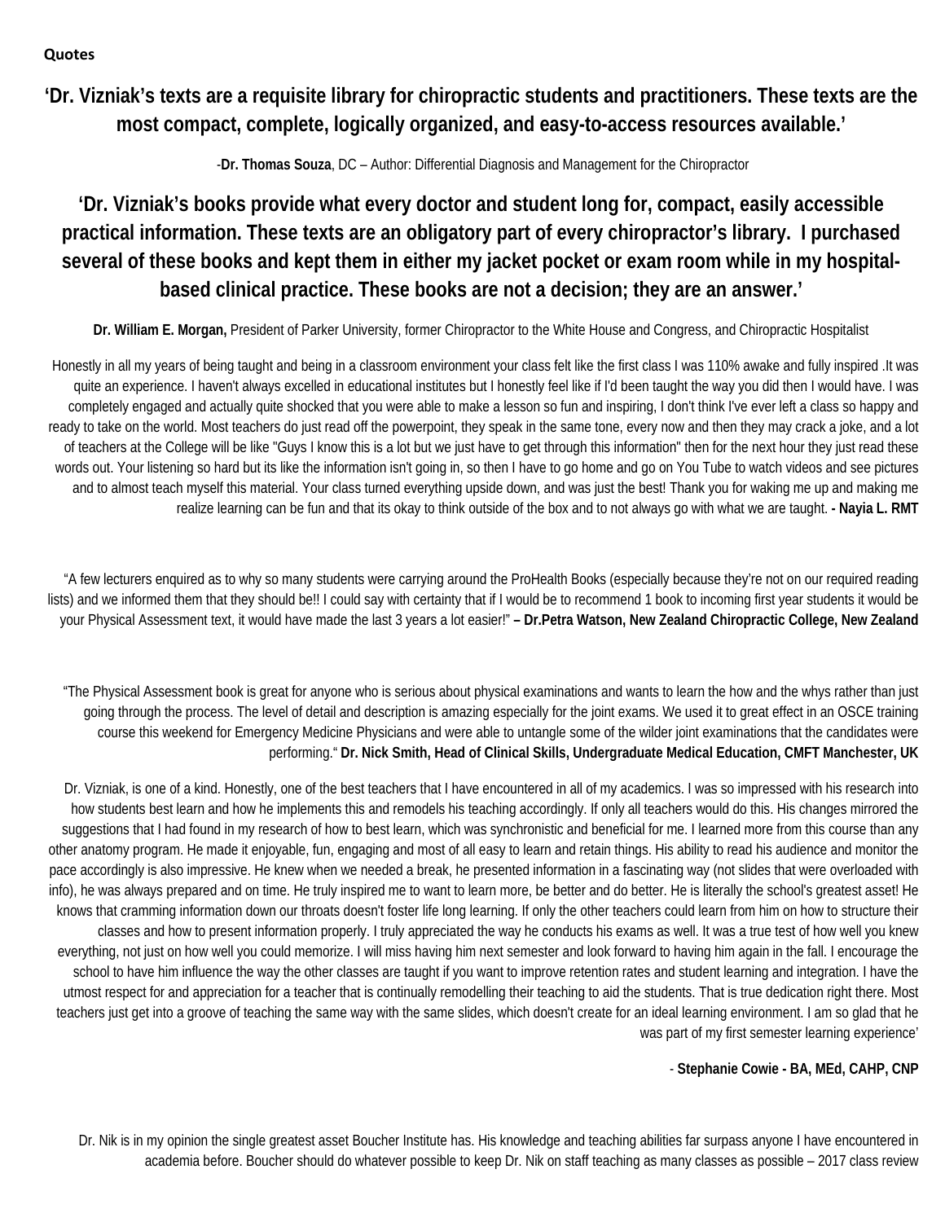**Quotes**

**'Dr. Vizniak's texts are a requisite library for chiropractic students and practitioners. These texts are the most compact, complete, logically organized, and easy-to-access resources available.'**

-**Dr. Thomas Souza**, DC – Author: Differential Diagnosis and Management for the Chiropractor

**'Dr. Vizniak's books provide what every doctor and student long for, compact, easily accessible practical information. These texts are an obligatory part of every chiropractor's library. I purchased several of these books and kept them in either my jacket pocket or exam room while in my hospital-based clinical practice. These books are not a decision; they are an answer.'**

**Dr. William E. Morgan,** President of Parker University, former Chiropractor to the White House and Congress, and Chiropractic Hospitalist

Honestly in all my years of being taught and being in a classroom environment your class felt like the first class I was 110% awake and fully inspired .It was quite an experience. I haven't always excelled in educational institutes but I honestly feel like if I'd been taught the way you did then I would have. I was completely engaged and actually quite shocked that you were able to make a lesson so fun and inspiring, I don't think I've ever left a class so happy and ready to take on the world. Most teachers do just read off the powerpoint, they speak in the same tone, every now and then they may crack a joke, and a lot of teachers at the College will be like "Guys I know this is a lot but we just have to get through this information" then for the next hour they just read these words out. Your listening so hard but its like the information isn't going in, so then I have to go home and go on You Tube to watch videos and see pictures and to almost teach myself this material. Your class turned everything upside down, and was just the best! Thank you for waking me up and making me realize learning can be fun and that its okay to think outside of the box and to not always go with what we are taught. **- Nayia L. RMT**

"A few lecturers enquired as to why so many students were carrying around the ProHealth Books (especially because they're not on our required reading lists) and we informed them that they should be!! I could say with certainty that if I would be to recommend 1 book to incoming first year students it would be your Physical Assessment text, it would have made the last 3 years a lot easier!" **– Dr.Petra Watson, New Zealand Chiropractic College, New Zealand**

"The Physical Assessment book is great for anyone who is serious about physical examinations and wants to learn the how and the whys rather than just going through the process. The level of detail and description is amazing especially for the joint exams. We used it to great effect in an OSCE training course this weekend for Emergency Medicine Physicians and were able to untangle some of the wilder joint examinations that the candidates were performing." **Dr. Nick Smith, Head of Clinical Skills, Undergraduate Medical Education, CMFT Manchester, UK**

Dr. Vizniak, is one of a kind. Honestly, one of the best teachers that I have encountered in all of my academics. I was so impressed with his research into how students best learn and how he implements this and remodels his teaching accordingly. If only all teachers would do this. His changes mirrored the suggestions that I had found in my research of how to best learn, which was synchronistic and beneficial for me. I learned more from this course than any other anatomy program. He made it enjoyable, fun, engaging and most of all easy to learn and retain things. His ability to read his audience and monitor the pace accordingly is also impressive. He knew when we needed a break, he presented information in a fascinating way (not slides that were overloaded with info), he was always prepared and on time. He truly inspired me to want to learn more, be better and do better. He is literally the school's greatest asset! He knows that cramming information down our throats doesn't foster life long learning. If only the other teachers could learn from him on how to structure their classes and how to present information properly. I truly appreciated the way he conducts his exams as well. It was a true test of how well you knew everything, not just on how well you could memorize. I will miss having him next semester and look forward to having him again in the fall. I encourage the school to have him influence the way the other classes are taught if you want to improve retention rates and student learning and integration. I have the utmost respect for and appreciation for a teacher that is continually remodelling their teaching to aid the students. That is true dedication right there. Most teachers just get into a groove of teaching the same way with the same slides, which doesn't create for an ideal learning environment. I am so glad that he was part of my first semester learning experience'

- **Stephanie Cowie - BA, MEd, CAHP, CNP**

Dr. Nik is in my opinion the single greatest asset Boucher Institute has. His knowledge and teaching abilities far surpass anyone I have encountered in academia before. Boucher should do whatever possible to keep Dr. Nik on staff teaching as many classes as possible – 2017 class review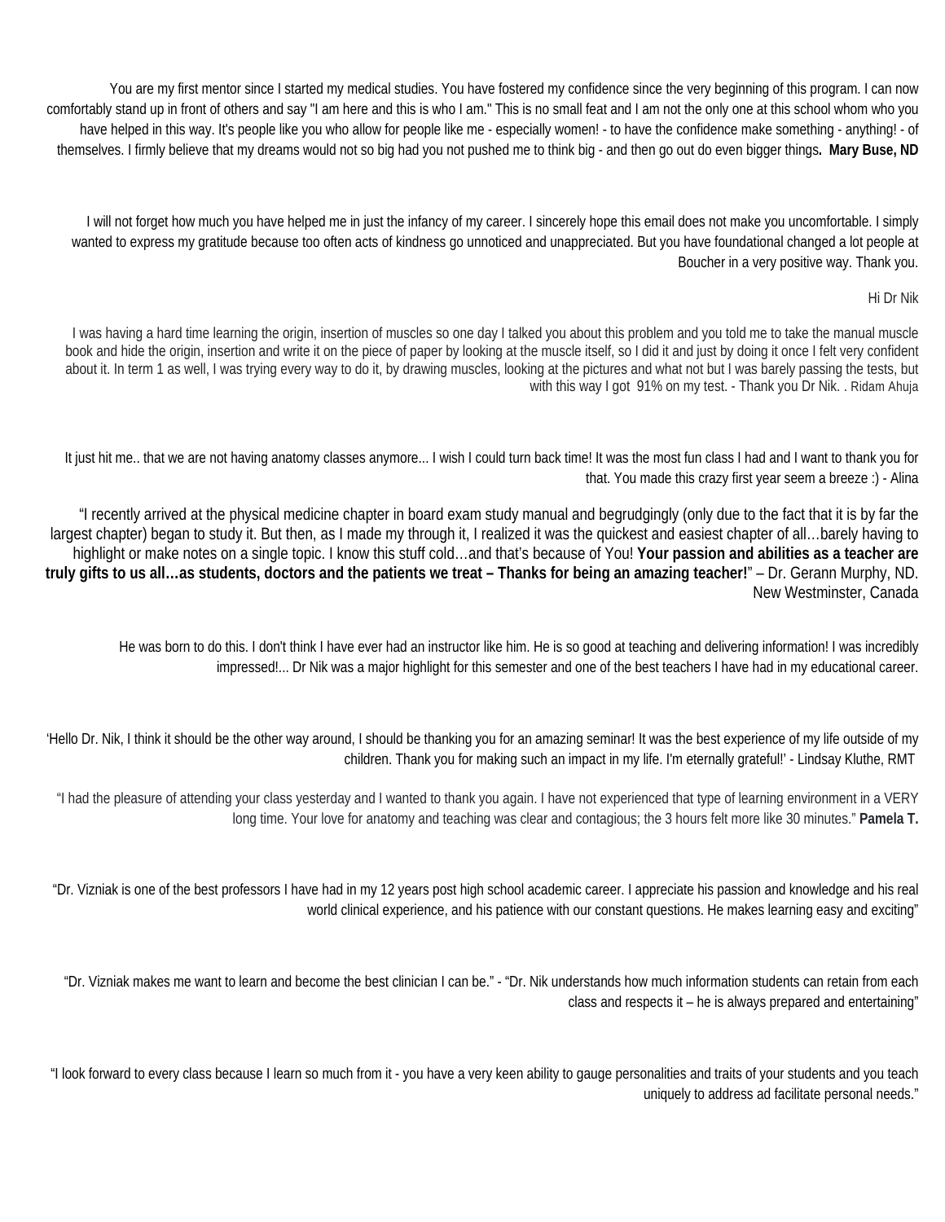You are my first mentor since I started my medical studies. You have fostered my confidence since the very beginning of this program. I can now comfortably stand up in front of others and say "I am here and this is who I am." This is no small feat and I am not the only one at this school whom who you have helped in this way. It's people like you who allow for people like me - especially women! - to have the confidence make something - anything! - of themselves. I firmly believe that my dreams would not so big had you not pushed me to think big - and then go out do even bigger things**. Mary Buse, ND**

I will not forget how much you have helped me in just the infancy of my career. I sincerely hope this email does not make you uncomfortable. I simply wanted to express my gratitude because too often acts of kindness go unnoticed and unappreciated. But you have foundational changed a lot people at Boucher in a very positive way. Thank you.

Hi Dr Nik

I was having a hard time learning the origin, insertion of muscles so one day I talked you about this problem and you told me to take the manual muscle book and hide the origin, insertion and write it on the piece of paper by looking at the muscle itself, so I did it and just by doing it once I felt very confident about it. In term 1 as well, I was trying every way to do it, by drawing muscles, looking at the pictures and what not but I was barely passing the tests, but with this way I got 91% on my test. - Thank you Dr Nik. . Ridam Ahuja

It just hit me.. that we are not having anatomy classes anymore... I wish I could turn back time! It was the most fun class I had and I want to thank you for that. You made this crazy first year seem a breeze :) - Alina

"I recently arrived at the physical medicine chapter in board exam study manual and begrudgingly (only due to the fact that it is by far the largest chapter) began to study it. But then, as I made my through it, I realized it was the quickest and easiest chapter of all…barely having to highlight or make notes on a single topic. I know this stuff cold…and that's because of You! **Your passion and abilities as a teacher are truly gifts to us all…as students, doctors and the patients we treat – Thanks for being an amazing teacher!**" – Dr. Gerann Murphy, ND. New Westminster, Canada

He was born to do this. I don't think I have ever had an instructor like him. He is so good at teaching and delivering information! I was incredibly impressed!... Dr Nik was a major highlight for this semester and one of the best teachers I have had in my educational career.

'Hello Dr. Nik, I think it should be the other way around, I should be thanking you for an amazing seminar! It was the best experience of my life outside of my children. Thank you for making such an impact in my life. I'm eternally grateful!' - Lindsay Kluthe, RMT

"I had the pleasure of attending your class yesterday and I wanted to thank you again. I have not experienced that type of learning environment in a VERY long time. Your love for anatomy and teaching was clear and contagious; the 3 hours felt more like 30 minutes." **Pamela T.**

"Dr. Vizniak is one of the best professors I have had in my 12 years post high school academic career. I appreciate his passion and knowledge and his real world clinical experience, and his patience with our constant questions. He makes learning easy and exciting"

"Dr. Vizniak makes me want to learn and become the best clinician I can be." - "Dr. Nik understands how much information students can retain from each class and respects it – he is always prepared and entertaining"

"I look forward to every class because I learn so much from it - you have a very keen ability to gauge personalities and traits of your students and you teach uniquely to address ad facilitate personal needs."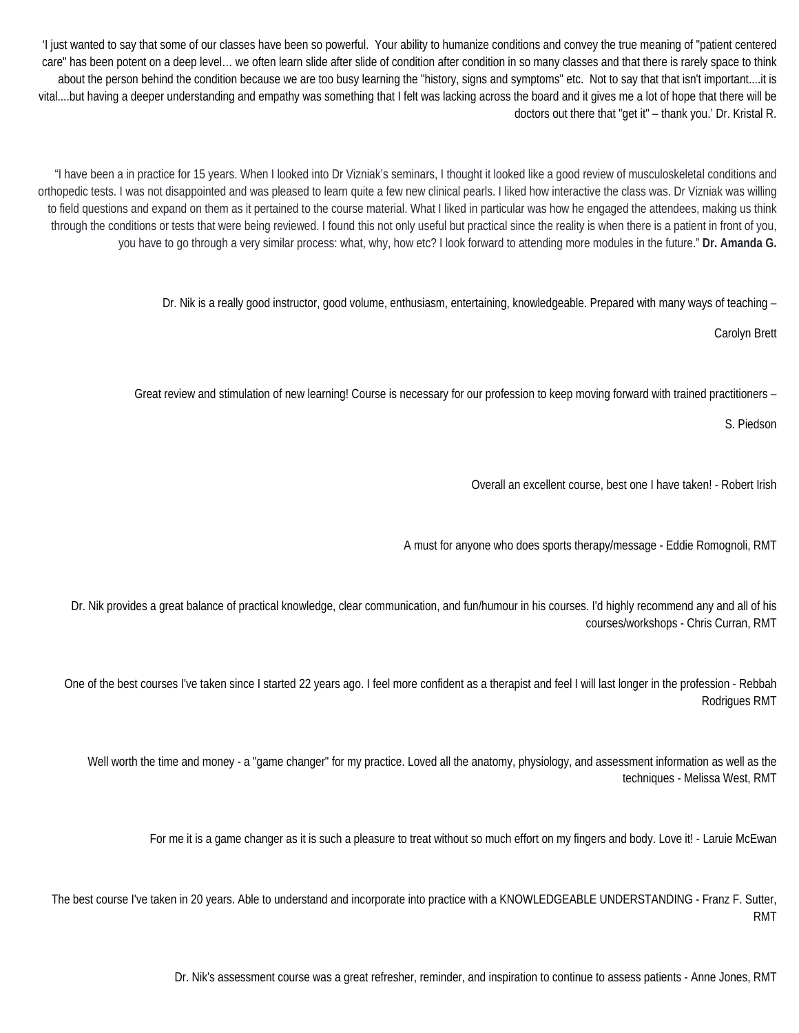'I just wanted to say that some of our classes have been so powerful. Your ability to humanize conditions and convey the true meaning of "patient centered care" has been potent on a deep level… we often learn slide after slide of condition after condition in so many classes and that there is rarely space to think about the person behind the condition because we are too busy learning the "history, signs and symptoms" etc. Not to say that that isn't important....it is vital....but having a deeper understanding and empathy was something that I felt was lacking across the board and it gives me a lot of hope that there will be doctors out there that "get it" – thank you.' Dr. Kristal R.

"I have been a in practice for 15 years. When I looked into Dr Vizniak's seminars, I thought it looked like a good review of musculoskeletal conditions and orthopedic tests. I was not disappointed and was pleased to learn quite a few new clinical pearls. I liked how interactive the class was. Dr Vizniak was willing to field questions and expand on them as it pertained to the course material. What I liked in particular was how he engaged the attendees, making us think through the conditions or tests that were being reviewed. I found this not only useful but practical since the reality is when there is a patient in front of you, you have to go through a very similar process: what, why, how etc? I look forward to attending more modules in the future." **Dr. Amanda G.**

Dr. Nik is a really good instructor, good volume, enthusiasm, entertaining, knowledgeable. Prepared with many ways of teaching –

Carolyn Brett

Great review and stimulation of new learning! Course is necessary for our profession to keep moving forward with trained practitioners –

S. Piedson

Overall an excellent course, best one I have taken! - Robert Irish

A must for anyone who does sports therapy/message - Eddie Romognoli, RMT

Dr. Nik provides a great balance of practical knowledge, clear communication, and fun/humour in his courses. I'd highly recommend any and all of his courses/workshops - Chris Curran, RMT

One of the best courses I've taken since I started 22 years ago. I feel more confident as a therapist and feel I will last longer in the profession - Rebbah Rodrigues RMT

Well worth the time and money - a "game changer" for my practice. Loved all the anatomy, physiology, and assessment information as well as the techniques - Melissa West, RMT

For me it is a game changer as it is such a pleasure to treat without so much effort on my fingers and body. Love it! - Laruie McEwan

The best course I've taken in 20 years. Able to understand and incorporate into practice with a KNOWLEDGEABLE UNDERSTANDING - Franz F. Sutter, RMT

Dr. Nik's assessment course was a great refresher, reminder, and inspiration to continue to assess patients - Anne Jones, RMT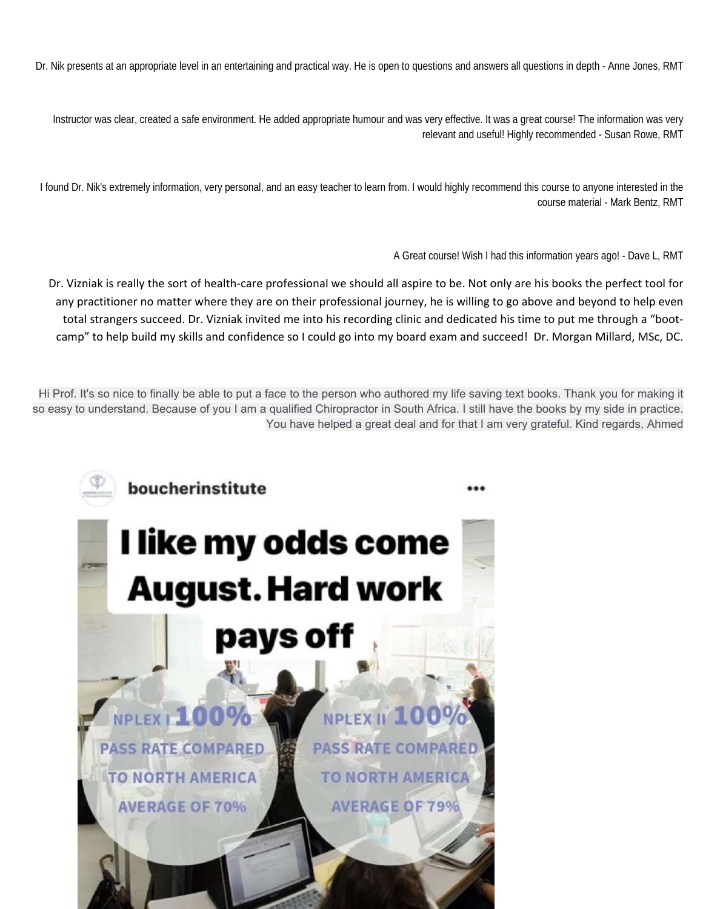Dr. Nik presents at an appropriate level in an entertaining and practical way. He is open to questions and answers all questions in depth - Anne Jones, RMT

Instructor was clear, created a safe environment. He added appropriate humour and was very effective. It was a great course! The information was very relevant and useful! Highly recommended - Susan Rowe, RMT

I found Dr. Nik's extremely information, very personal, and an easy teacher to learn from. I would highly recommend this course to anyone interested in the course material - Mark Bentz, RMT

A Great course! Wish I had this information years ago! - Dave L, RMT

Dr. Vizniak is really the sort of health-care professional we should all aspire to be. Not only are his books the perfect tool for any practitioner no matter where they are on their professional journey, he is willing to go above and beyond to help even total strangers succeed. Dr. Vizniak invited me into his recording clinic and dedicated his time to put me through a "boot-camp" to help build my skills and confidence so I could go into my board exam and succeed! Dr. Morgan Millard, MSc, DC.

Hi Prof. It's so nice to finally be able to put a face to the person who authored my life saving text books. Thank you for making it so easy to understand. Because of you I am a qualified Chiropractor in South Africa. I still have the books by my side in practice. You have helped a great deal and for that I am very grateful. Kind regards, Ahmed

boucherinstitute

I like my odds come August. Hard work pays off

NPLEX I 100% PASS RATE COMPARED TO NORTH AMERICA AVERAGE OF 70%

NPLEX II 100% PASS RATE COMPARED TO NORTH AMERICA AVERAGE OF 79%